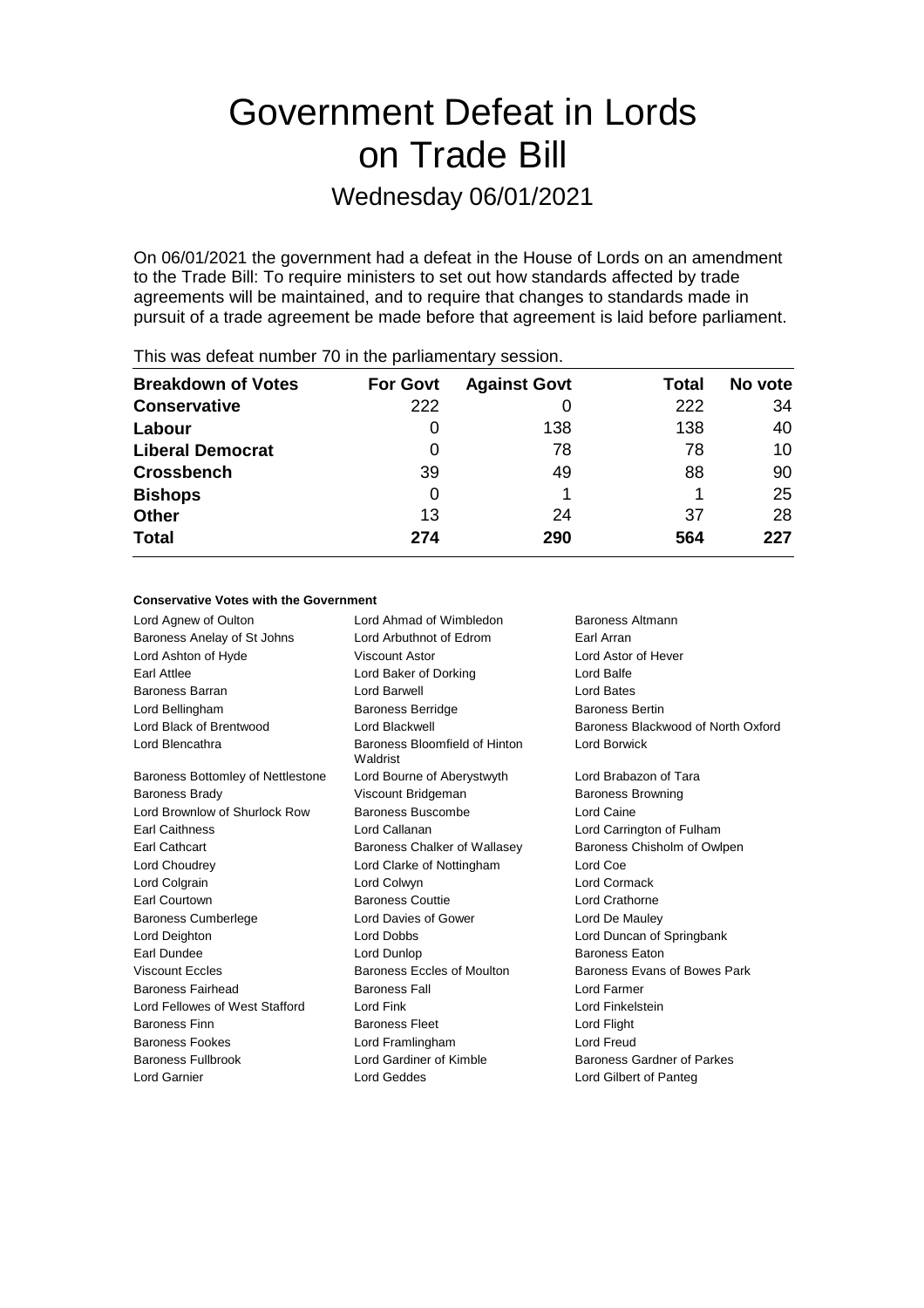# Government Defeat in Lords on Trade Bill

## Wednesday 06/01/2021

On 06/01/2021 the government had a defeat in the House of Lords on an amendment to the Trade Bill: To require ministers to set out how standards affected by trade agreements will be maintained, and to require that changes to standards made in pursuit of a trade agreement be made before that agreement is laid before parliament.

This was defeat number 70 in the parliamentary session.

| Breakdown of Votes | For Govt | Against Govt | Total | No vote |
|---|---|---|---|---|
| **Conservative** | 222 | 0 | 222 | 34 |
| **Labour** | 0 | 138 | 138 | 40 |
| **Liberal Democrat** | 0 | 78 | 78 | 10 |
| **Crossbench** | 39 | 49 | 88 | 90 |
| **Bishops** | 0 | 1 | 1 | 25 |
| **Other** | 13 | 24 | 37 | 28 |
| **Total** | **274** | **290** | **564** | **227** |

**Conservative Votes with the Government**

Lord Agnew of Oulton
Lord Ahmad of Wimbledon
Baroness Altmann
Baroness Anelay of St Johns
Lord Arbuthnot of Edrom
Earl Arran
Lord Ashton of Hyde
Viscount Astor
Lord Astor of Hever
Earl Attlee
Lord Baker of Dorking
Lord Balfe
Baroness Barran
Lord Barwell
Lord Bates
Lord Bellingham
Baroness Berridge
Baroness Bertin
Lord Black of Brentwood
Lord Blackwell
Baroness Blackwood of North Oxford
Lord Blencathra
Baroness Bloomfield of Hinton Waldrist
Lord Borwick
Baroness Bottomley of Nettlestone
Lord Bourne of Aberystwyth
Lord Brabazon of Tara
Baroness Brady
Viscount Bridgeman
Baroness Browning
Lord Brownlow of Shurlock Row
Baroness Buscombe
Lord Caine
Earl Caithness
Lord Callanan
Lord Carrington of Fulham
Earl Cathcart
Baroness Chalker of Wallasey
Baroness Chisholm of Owlpen
Lord Choudrey
Lord Clarke of Nottingham
Lord Coe
Lord Colgrain
Lord Colwyn
Lord Cormack
Earl Courtown
Baroness Couttie
Lord Crathorne
Baroness Cumberlege
Lord Davies of Gower
Lord De Mauley
Lord Deighton
Lord Dobbs
Lord Duncan of Springbank
Earl Dundee
Lord Dunlop
Baroness Eaton
Viscount Eccles
Baroness Eccles of Moulton
Baroness Evans of Bowes Park
Baroness Fairhead
Baroness Fall
Lord Farmer
Lord Fellowes of West Stafford
Lord Fink
Lord Finkelstein
Baroness Finn
Baroness Fleet
Lord Flight
Baroness Fookes
Lord Framlingham
Lord Freud
Baroness Fullbrook
Lord Gardiner of Kimble
Baroness Gardner of Parkes
Lord Garnier
Lord Geddes
Lord Gilbert of Panteg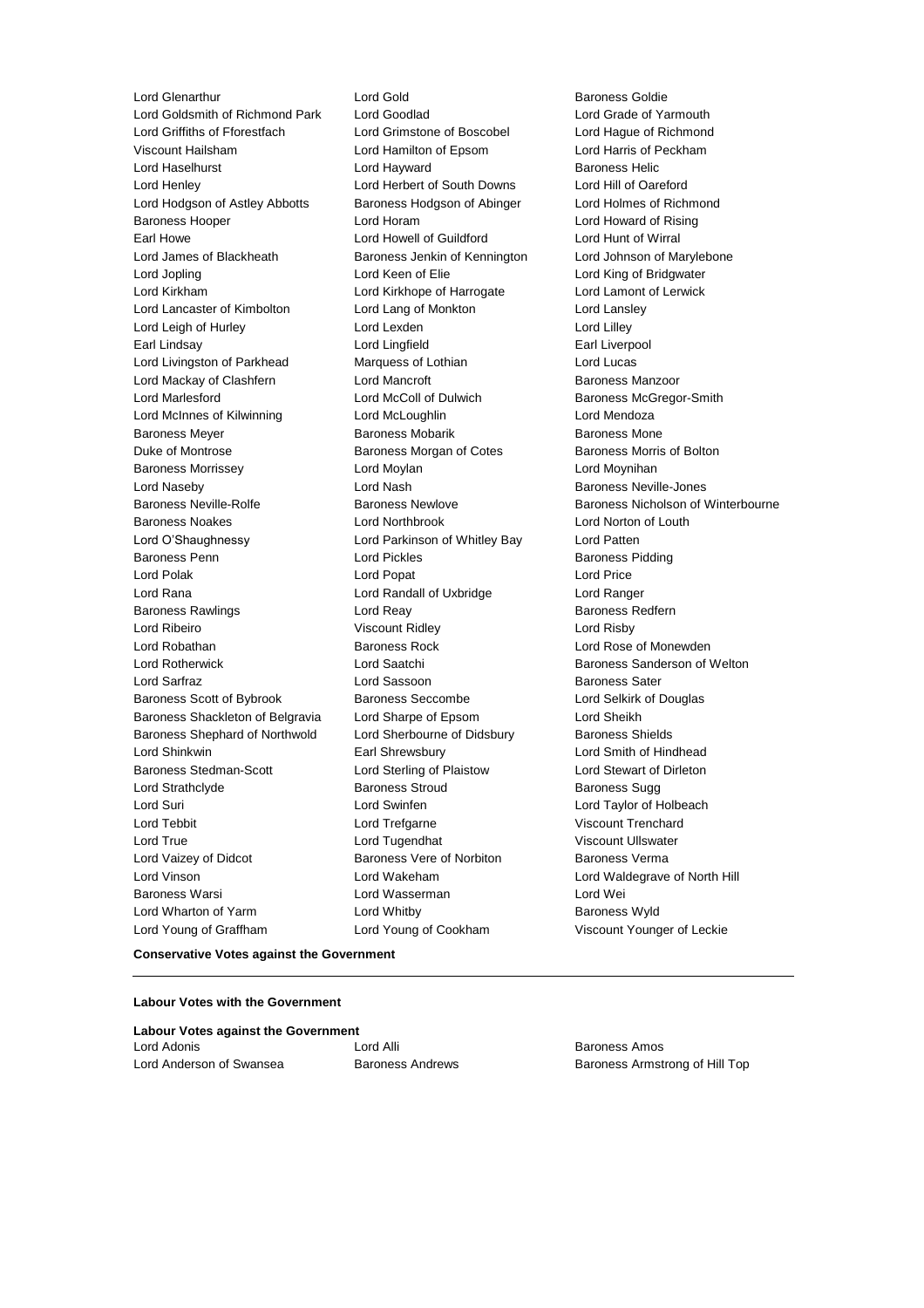Lord Glenarthur
Lord Gold
Baroness Goldie
Lord Goldsmith of Richmond Park
Lord Goodlad
Lord Grade of Yarmouth
Lord Griffiths of Fforestfach
Lord Grimstone of Boscobel
Lord Hague of Richmond
Viscount Hailsham
Lord Hamilton of Epsom
Lord Harris of Peckham
Lord Haselhurst
Lord Hayward
Baroness Helic
Lord Henley
Lord Herbert of South Downs
Lord Hill of Oareford
Lord Hodgson of Astley Abbotts
Baroness Hodgson of Abinger
Lord Holmes of Richmond
Baroness Hooper
Lord Horam
Lord Howard of Rising
Earl Howe
Lord Howell of Guildford
Lord Hunt of Wirral
Lord James of Blackheath
Baroness Jenkin of Kennington
Lord Johnson of Marylebone
Lord Jopling
Lord Keen of Elie
Lord King of Bridgwater
Lord Kirkham
Lord Kirkhope of Harrogate
Lord Lamont of Lerwick
Lord Lancaster of Kimbolton
Lord Lang of Monkton
Lord Lansley
Lord Leigh of Hurley
Lord Lexden
Lord Lilley
Earl Lindsay
Lord Lingfield
Earl Liverpool
Lord Livingston of Parkhead
Marquess of Lothian
Lord Lucas
Lord Mackay of Clashfern
Lord Mancroft
Baroness Manzoor
Lord Marlesford
Lord McColl of Dulwich
Baroness McGregor-Smith
Lord McInnes of Kilwinning
Lord McLoughlin
Lord Mendoza
Baroness Meyer
Baroness Mobarik
Baroness Mone
Duke of Montrose
Baroness Morgan of Cotes
Baroness Morris of Bolton
Baroness Morrissey
Lord Moylan
Lord Moynihan
Lord Naseby
Lord Nash
Baroness Neville-Jones
Baroness Neville-Rolfe
Baroness Newlove
Baroness Nicholson of Winterbourne
Baroness Noakes
Lord Northbrook
Lord Norton of Louth
Lord O'Shaughnessy
Lord Parkinson of Whitley Bay
Lord Patten
Baroness Penn
Lord Pickles
Baroness Pidding
Lord Polak
Lord Popat
Lord Price
Lord Rana
Lord Randall of Uxbridge
Lord Ranger
Baroness Rawlings
Lord Reay
Baroness Redfern
Lord Ribeiro
Viscount Ridley
Lord Risby
Lord Robathan
Baroness Rock
Lord Rose of Monewden
Lord Rotherwick
Lord Saatchi
Baroness Sanderson of Welton
Lord Sarfraz
Lord Sassoon
Baroness Sater
Baroness Scott of Bybrook
Baroness Seccombe
Lord Selkirk of Douglas
Baroness Shackleton of Belgravia
Lord Sharpe of Epsom
Lord Sheikh
Baroness Shephard of Northwold
Lord Sherbourne of Didsbury
Baroness Shields
Lord Shinkwin
Earl Shrewsbury
Lord Smith of Hindhead
Baroness Stedman-Scott
Lord Sterling of Plaistow
Lord Stewart of Dirleton
Lord Strathclyde
Baroness Stroud
Baroness Sugg
Lord Suri
Lord Swinfen
Lord Taylor of Holbeach
Lord Tebbit
Lord Trefgarne
Viscount Trenchard
Lord True
Lord Tugendhat
Viscount Ullswater
Lord Vaizey of Didcot
Baroness Vere of Norbiton
Baroness Verma
Lord Vinson
Lord Wakeham
Lord Waldegrave of North Hill
Baroness Warsi
Lord Wasserman
Lord Wei
Lord Wharton of Yarm
Lord Whitby
Baroness Wyld
Lord Young of Graffham
Lord Young of Cookham
Viscount Younger of Leckie

**Conservative Votes against the Government**

---

**Labour Votes with the Government**

**Labour Votes against the Government**

Lord Adonis
Lord Alli
Baroness Amos
Lord Anderson of Swansea
Baroness Andrews
Baroness Armstrong of Hill Top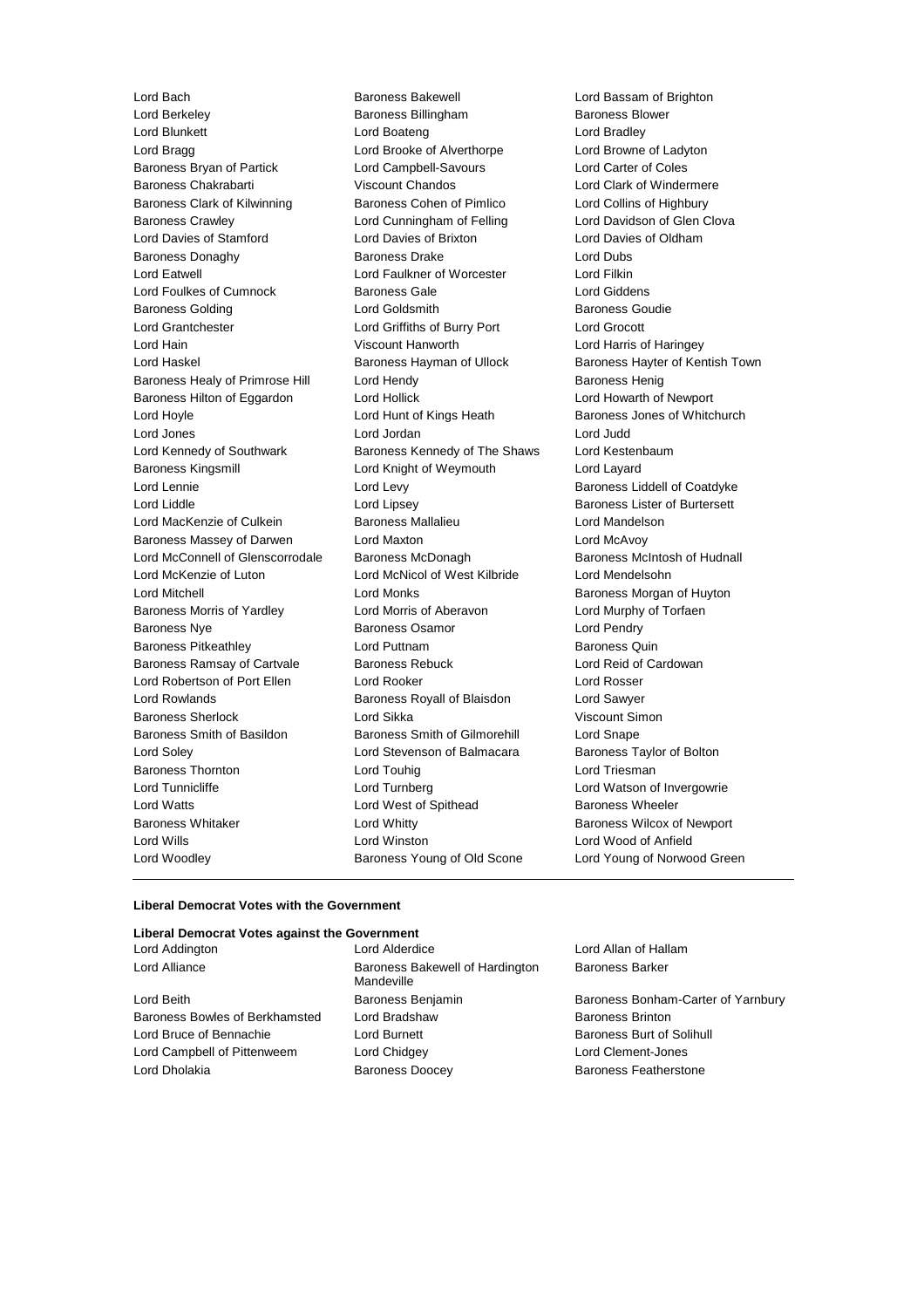Lord Bach
Lord Berkeley
Lord Blunkett
Lord Bragg
Baroness Bryan of Partick
Baroness Chakrabarti
Baroness Clark of Kilwinning
Baroness Crawley
Lord Davies of Stamford
Baroness Donaghy
Lord Eatwell
Lord Foulkes of Cumnock
Baroness Golding
Lord Grantchester
Lord Hain
Lord Haskel
Baroness Healy of Primrose Hill
Baroness Hilton of Eggardon
Lord Hoyle
Lord Jones
Lord Kennedy of Southwark
Baroness Kingsmill
Lord Lennie
Lord Liddle
Lord MacKenzie of Culkein
Baroness Massey of Darwen
Lord McConnell of Glenscorrodale
Lord McKenzie of Luton
Lord Mitchell
Baroness Morris of Yardley
Baroness Nye
Baroness Pitkeathley
Baroness Ramsay of Cartvale
Lord Robertson of Port Ellen
Lord Rowlands
Baroness Sherlock
Baroness Smith of Basildon
Lord Soley
Baroness Thornton
Lord Tunnicliffe
Lord Watts
Baroness Whitaker
Lord Wills
Lord Woodley
Baroness Bakewell
Baroness Billingham
Lord Boateng
Lord Brooke of Alverthorpe
Lord Campbell-Savours
Viscount Chandos
Baroness Cohen of Pimlico
Lord Cunningham of Felling
Lord Davies of Brixton
Baroness Drake
Lord Faulkner of Worcester
Baroness Gale
Lord Goldsmith
Lord Griffiths of Burry Port
Viscount Hanworth
Baroness Hayman of Ullock
Lord Hendy
Lord Hollick
Lord Hunt of Kings Heath
Lord Jordan
Baroness Kennedy of The Shaws
Lord Knight of Weymouth
Lord Levy
Lord Lipsey
Baroness Mallalieu
Lord Maxton
Baroness McDonagh
Lord McNicol of West Kilbride
Lord Monks
Lord Morris of Aberavon
Baroness Osamor
Lord Puttnam
Baroness Rebuck
Lord Rooker
Baroness Royall of Blaisdon
Lord Sikka
Baroness Smith of Gilmorehill
Lord Stevenson of Balmacara
Lord Touhig
Lord Turnberg
Lord West of Spithead
Lord Whitty
Lord Winston
Baroness Young of Old Scone
Lord Bassam of Brighton
Baroness Blower
Lord Bradley
Lord Browne of Ladyton
Lord Carter of Coles
Lord Clark of Windermere
Lord Collins of Highbury
Lord Davidson of Glen Clova
Lord Davies of Oldham
Lord Dubs
Lord Filkin
Lord Giddens
Baroness Goudie
Lord Grocott
Lord Harris of Haringey
Baroness Hayter of Kentish Town
Baroness Henig
Lord Howarth of Newport
Baroness Jones of Whitchurch
Lord Judd
Lord Kestenbaum
Lord Layard
Baroness Liddell of Coatdyke
Baroness Lister of Burtersett
Lord Mandelson
Lord McAvoy
Baroness McIntosh of Hudnall
Lord Mendelsohn
Baroness Morgan of Huyton
Lord Murphy of Torfaen
Lord Pendry
Baroness Quin
Lord Reid of Cardowan
Lord Rosser
Lord Sawyer
Viscount Simon
Lord Snape
Baroness Taylor of Bolton
Lord Triesman
Lord Watson of Invergowrie
Baroness Wheeler
Baroness Wilcox of Newport
Lord Wood of Anfield
Lord Young of Norwood Green

---

**Liberal Democrat Votes with the Government**

**Liberal Democrat Votes against the Government**

Lord Addington
Lord Alliance
Lord Beith
Baroness Bowles of Berkhamsted
Lord Bruce of Bennachie
Lord Campbell of Pittenweem
Lord Dholakia
Lord Alderdice
Baroness Bakewell of Hardington Mandeville
Baroness Benjamin
Lord Bradshaw
Lord Burnett
Lord Chidgey
Baroness Doocey
Lord Allan of Hallam
Baroness Barker
Baroness Bonham-Carter of Yarnbury
Baroness Brinton
Baroness Burt of Solihull
Lord Clement-Jones
Baroness Featherstone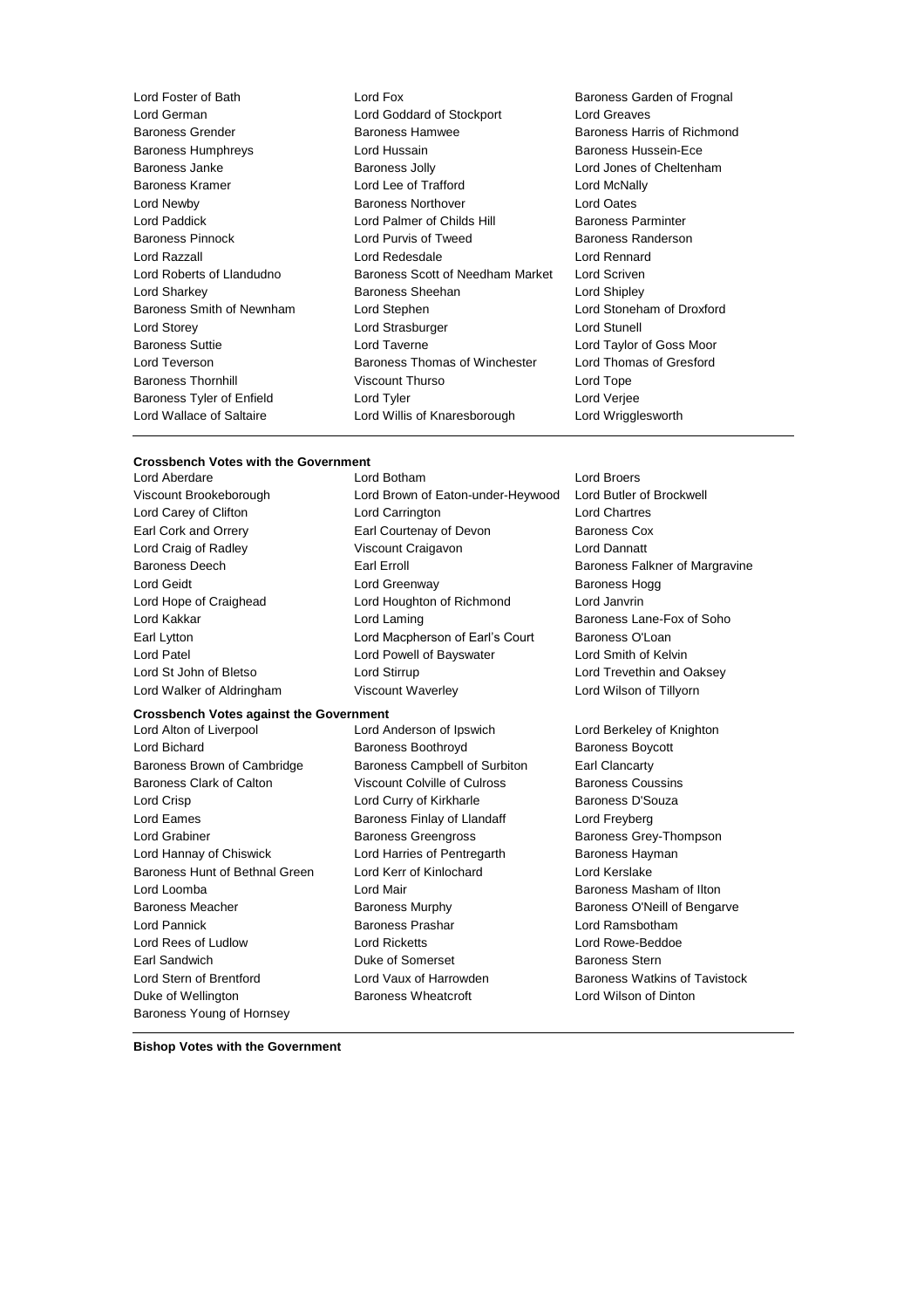Lord Foster of Bath
Lord Fox
Baroness Garden of Frognal
Lord German
Lord Goddard of Stockport
Lord Greaves
Baroness Grender
Baroness Hamwee
Baroness Harris of Richmond
Baroness Humphreys
Lord Hussain
Baroness Hussein-Ece
Baroness Janke
Baroness Jolly
Lord Jones of Cheltenham
Baroness Kramer
Lord Lee of Trafford
Lord McNally
Lord Newby
Baroness Northover
Lord Oates
Lord Paddick
Lord Palmer of Childs Hill
Baroness Parminter
Baroness Pinnock
Lord Purvis of Tweed
Baroness Randerson
Lord Razzall
Lord Redesdale
Lord Rennard
Lord Roberts of Llandudno
Baroness Scott of Needham Market
Lord Scriven
Lord Sharkey
Baroness Sheehan
Lord Shipley
Baroness Smith of Newnham
Lord Stephen
Lord Stoneham of Droxford
Lord Storey
Lord Strasburger
Lord Stunell
Baroness Suttie
Lord Taverne
Lord Taylor of Goss Moor
Lord Teverson
Baroness Thomas of Winchester
Lord Thomas of Gresford
Baroness Thornhill
Viscount Thurso
Lord Tope
Baroness Tyler of Enfield
Lord Tyler
Lord Verjee
Lord Wallace of Saltaire
Lord Willis of Knaresborough
Lord Wrigglesworth

**Crossbench Votes with the Government**

Lord Aberdare
Lord Botham
Lord Broers
Viscount Brookeborough
Lord Brown of Eaton-under-Heywood
Lord Butler of Brockwell
Lord Carey of Clifton
Lord Carrington
Lord Chartres
Earl Cork and Orrery
Earl Courtenay of Devon
Baroness Cox
Lord Craig of Radley
Viscount Craigavon
Lord Dannatt
Baroness Deech
Earl Erroll
Baroness Falkner of Margravine
Lord Geidt
Lord Greenway
Baroness Hogg
Lord Hope of Craighead
Lord Houghton of Richmond
Lord Janvrin
Lord Kakkar
Lord Laming
Baroness Lane-Fox of Soho
Earl Lytton
Lord Macpherson of Earl's Court
Baroness O'Loan
Lord Patel
Lord Powell of Bayswater
Lord Smith of Kelvin
Lord St John of Bletso
Lord Stirrup
Lord Trevethin and Oaksey
Lord Walker of Aldringham
Viscount Waverley
Lord Wilson of Tillyorn

**Crossbench Votes against the Government**

Lord Alton of Liverpool
Lord Anderson of Ipswich
Lord Berkeley of Knighton
Lord Bichard
Baroness Boothroyd
Baroness Boycott
Baroness Brown of Cambridge
Baroness Campbell of Surbiton
Earl Clancarty
Baroness Clark of Calton
Viscount Colville of Culross
Baroness Coussins
Lord Crisp
Lord Curry of Kirkharle
Baroness D'Souza
Lord Eames
Baroness Finlay of Llandaff
Lord Freyberg
Lord Grabiner
Baroness Greengross
Baroness Grey-Thompson
Lord Hannay of Chiswick
Lord Harries of Pentregarth
Baroness Hayman
Baroness Hunt of Bethnal Green
Lord Kerr of Kinlochard
Lord Kerslake
Lord Loomba
Lord Mair
Baroness Masham of Ilton
Baroness Meacher
Baroness Murphy
Baroness O'Neill of Bengarve
Lord Pannick
Baroness Prashar
Lord Ramsbotham
Lord Rees of Ludlow
Lord Ricketts
Lord Rowe-Beddoe
Earl Sandwich
Duke of Somerset
Baroness Stern
Lord Stern of Brentford
Lord Vaux of Harrowden
Baroness Watkins of Tavistock
Duke of Wellington
Baroness Wheatcroft
Lord Wilson of Dinton
Baroness Young of Hornsey

**Bishop Votes with the Government**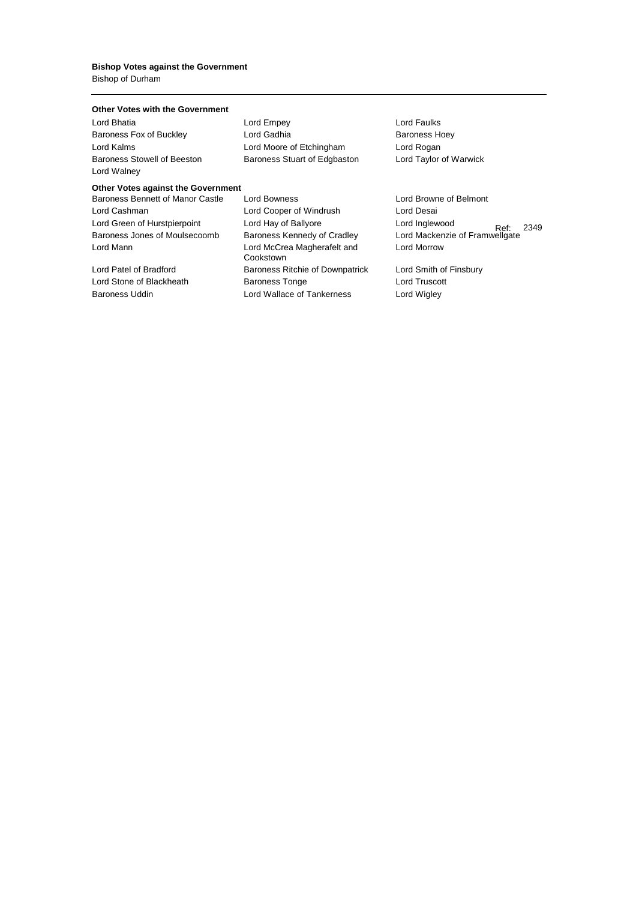**Bishop Votes against the Government**

Bishop of Durham

---

**Other Votes with the Government**

Lord Bhatia
Lord Empey
Lord Faulks
Baroness Fox of Buckley
Lord Gadhia
Baroness Hoey
Lord Kalms
Lord Moore of Etchingham
Lord Rogan
Baroness Stowell of Beeston
Baroness Stuart of Edgbaston
Lord Taylor of Warwick
Lord Walney

**Other Votes against the Government**

Baroness Bennett of Manor Castle
Lord Bowness
Lord Browne of Belmont
Lord Cashman
Lord Cooper of Windrush
Lord Desai
Lord Green of Hurstpierpoint
Lord Hay of Ballyore
Lord Inglewood
Baroness Jones of Moulsecoomb
Baroness Kennedy of Cradley
Lord Mackenzie of Framwellgate
Lord Mann
Lord McCrea Magherafelt and Cookstown
Lord Morrow
Lord Patel of Bradford
Baroness Ritchie of Downpatrick
Lord Smith of Finsbury
Lord Stone of Blackheath
Baroness Tonge
Lord Truscott
Baroness Uddin
Lord Wallace of Tankerness
Lord Wigley

Ref: 2349